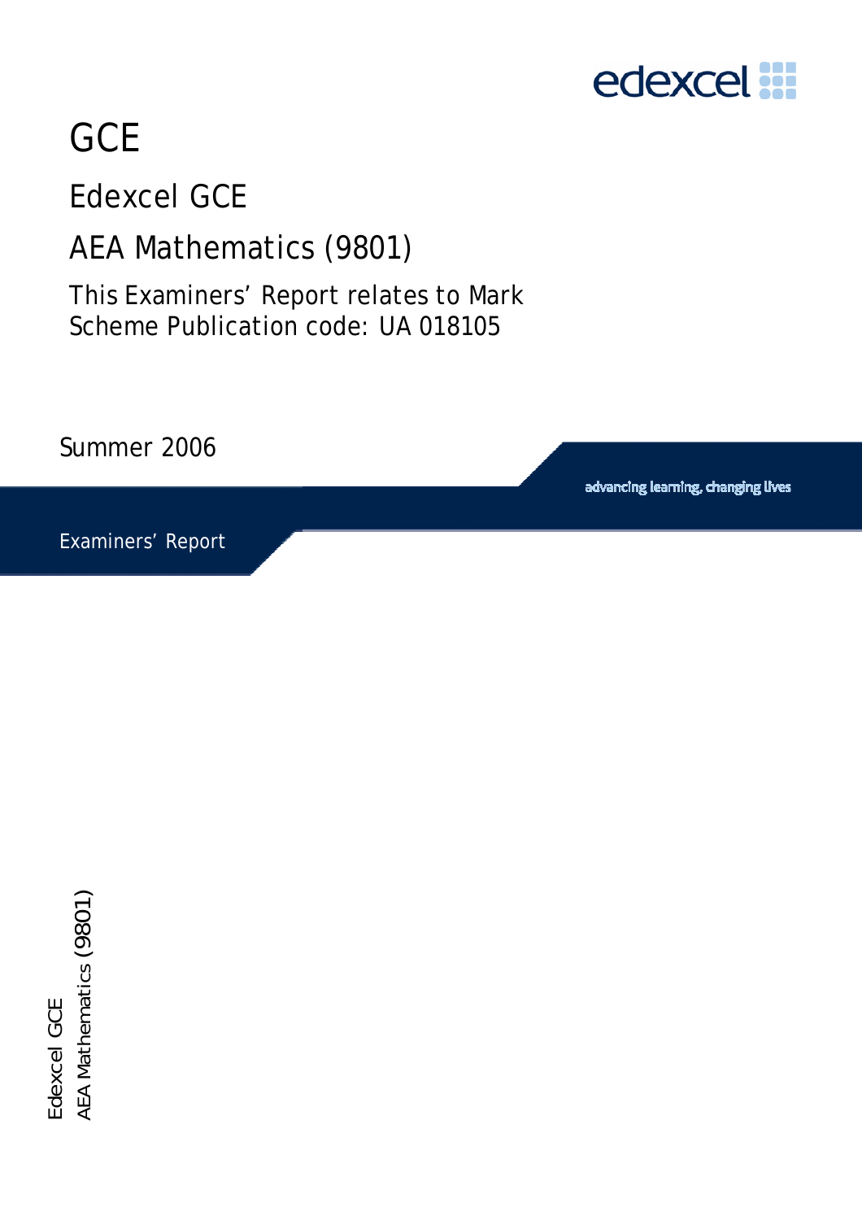edexcel

# GCE

## Edexcel GCE

## AEA Mathematics (9801)

This Examiners' Report relates to Mark Scheme Publication code: UA 018105

Summer 2006

advancing learning, changing lives

Examiners' Report

Edexcel GCE
AEA Mathematics (9801)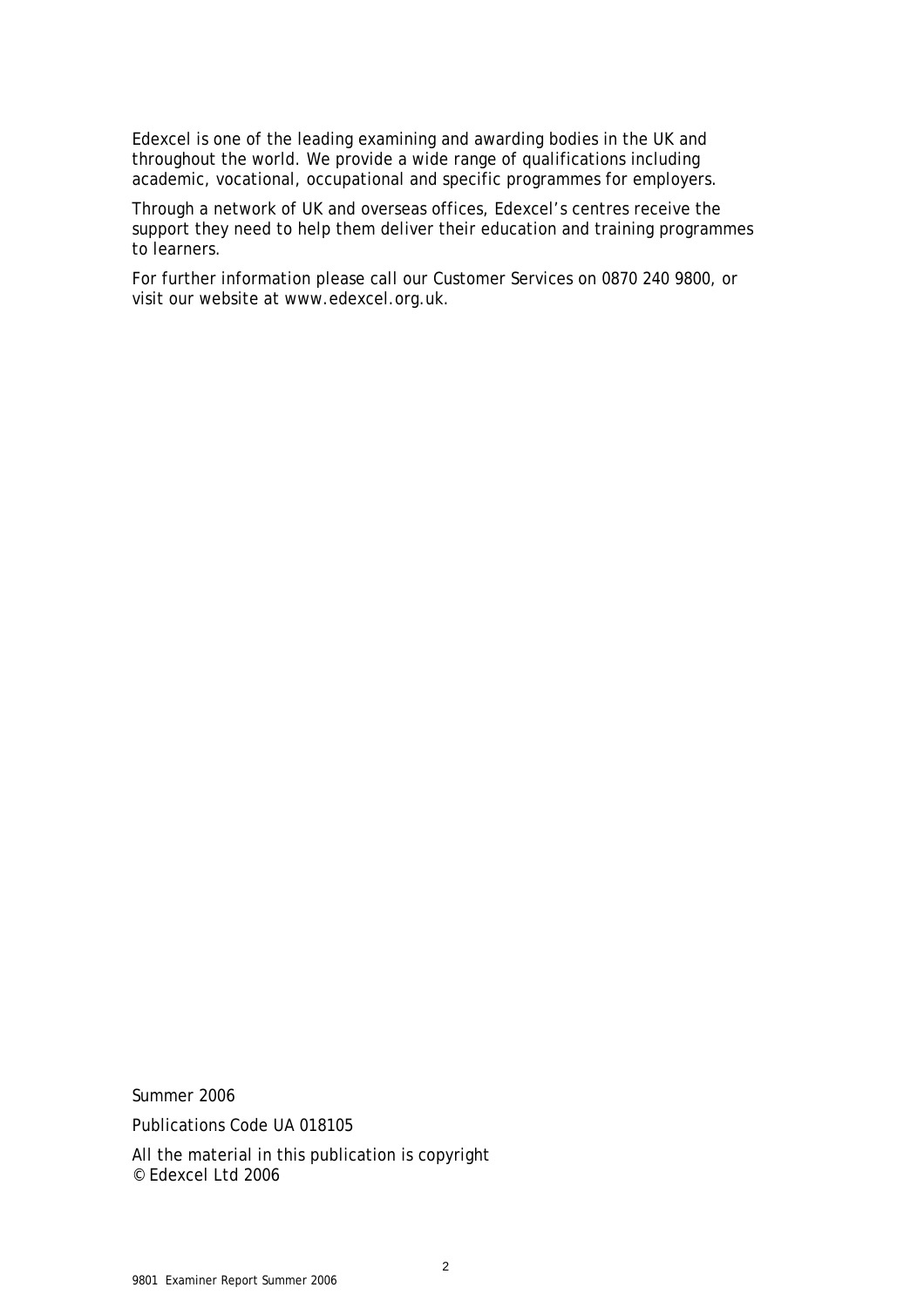Edexcel is one of the leading examining and awarding bodies in the UK and throughout the world. We provide a wide range of qualifications including academic, vocational, occupational and specific programmes for employers.

Through a network of UK and overseas offices, Edexcel's centres receive the support they need to help them deliver their education and training programmes to learners.

For further information please call our Customer Services on 0870 240 9800, or visit our website at www.edexcel.org.uk.

Summer 2006

Publications Code UA 018105

All the material in this publication is copyright
© Edexcel Ltd 2006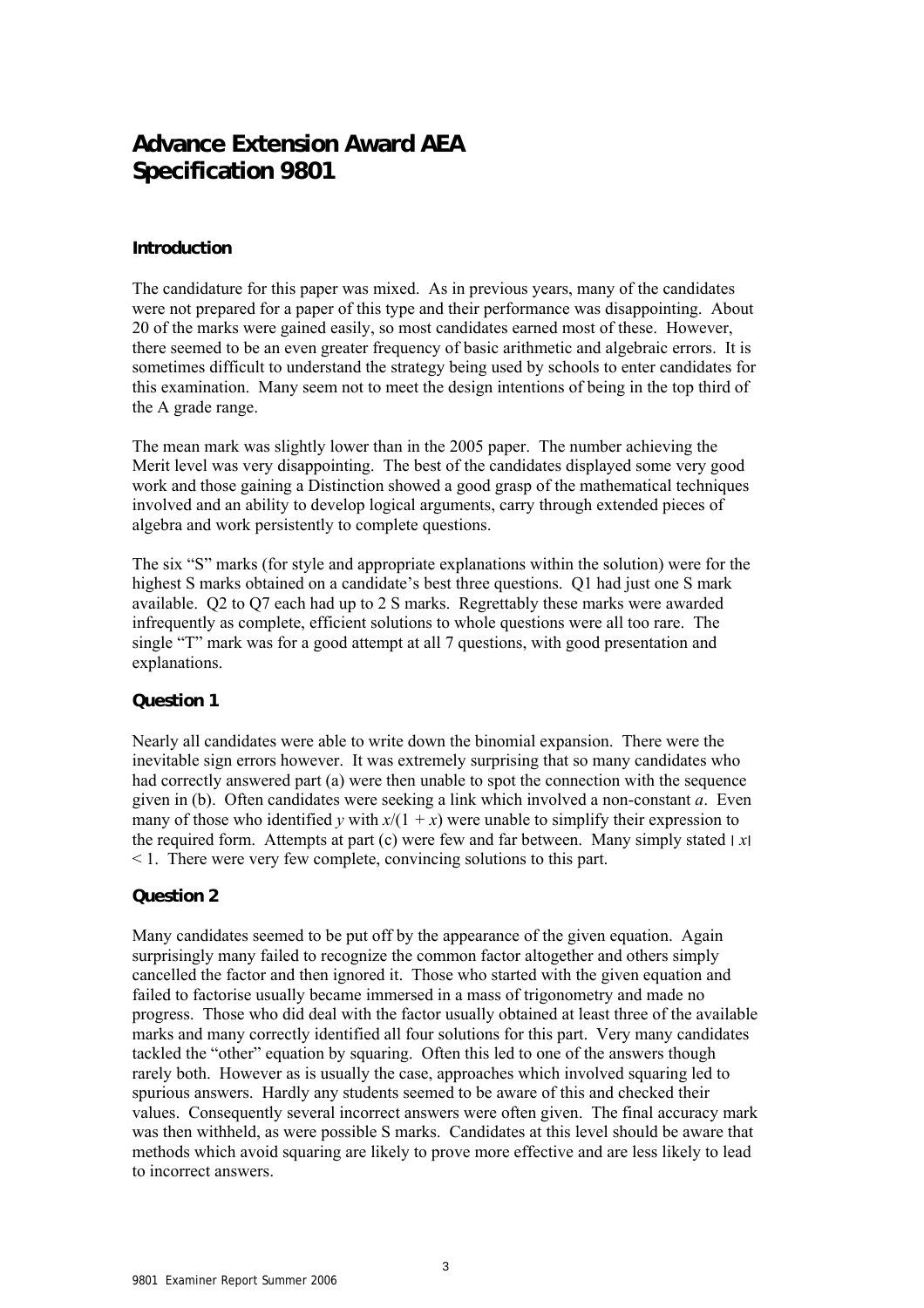# Advance Extension Award AEA
# Specification 9801

### Introduction

The candidature for this paper was mixed. As in previous years, many of the candidates were not prepared for a paper of this type and their performance was disappointing. About 20 of the marks were gained easily, so most candidates earned most of these. However, there seemed to be an even greater frequency of basic arithmetic and algebraic errors. It is sometimes difficult to understand the strategy being used by schools to enter candidates for this examination. Many seem not to meet the design intentions of being in the top third of the A grade range.

The mean mark was slightly lower than in the 2005 paper. The number achieving the Merit level was very disappointing. The best of the candidates displayed some very good work and those gaining a Distinction showed a good grasp of the mathematical techniques involved and an ability to develop logical arguments, carry through extended pieces of algebra and work persistently to complete questions.

The six "S" marks (for style and appropriate explanations within the solution) were for the highest S marks obtained on a candidate's best three questions. Q1 had just one S mark available. Q2 to Q7 each had up to 2 S marks. Regrettably these marks were awarded infrequently as complete, efficient solutions to whole questions were all too rare. The single "T" mark was for a good attempt at all 7 questions, with good presentation and explanations.

### Question 1

Nearly all candidates were able to write down the binomial expansion. There were the inevitable sign errors however. It was extremely surprising that so many candidates who had correctly answered part (a) were then unable to spot the connection with the sequence given in (b). Often candidates were seeking a link which involved a non-constant $a$. Even many of those who identified $y$ with $x/(1 + x)$ were unable to simplify their expression to the required form. Attempts at part (c) were few and far between. Many simply stated $|x| < 1$. There were very few complete, convincing solutions to this part.

### Question 2

Many candidates seemed to be put off by the appearance of the given equation. Again surprisingly many failed to recognize the common factor altogether and others simply cancelled the factor and then ignored it. Those who started with the given equation and failed to factorise usually became immersed in a mass of trigonometry and made no progress. Those who did deal with the factor usually obtained at least three of the available marks and many correctly identified all four solutions for this part. Very many candidates tackled the "other" equation by squaring. Often this led to one of the answers though rarely both. However as is usually the case, approaches which involved squaring led to spurious answers. Hardly any students seemed to be aware of this and checked their values. Consequently several incorrect answers were often given. The final accuracy mark was then withheld, as were possible S marks. Candidates at this level should be aware that methods which avoid squaring are likely to prove more effective and are less likely to lead to incorrect answers.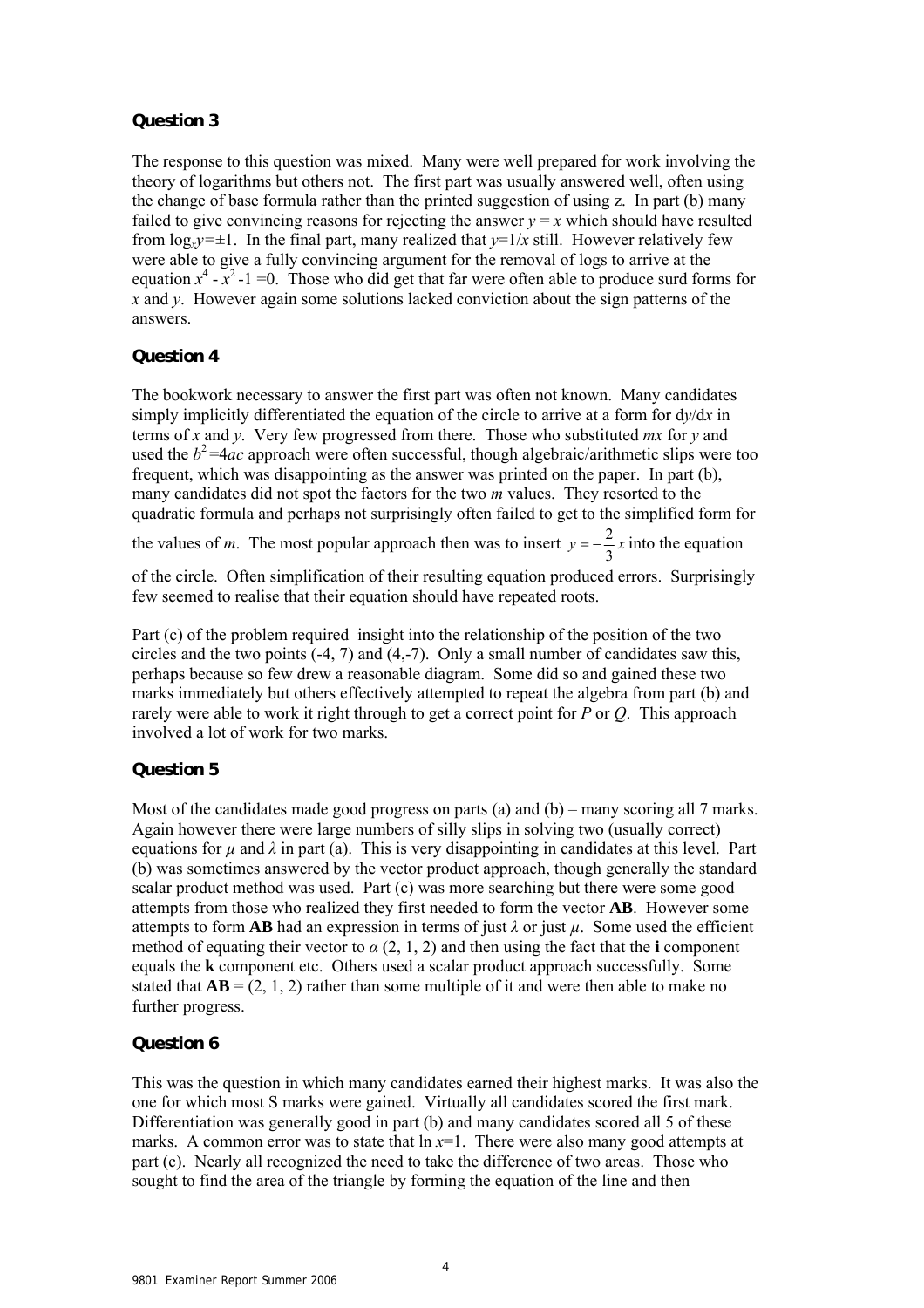## Question 3

The response to this question was mixed. Many were well prepared for work involving the theory of logarithms but others not. The first part was usually answered well, often using the change of base formula rather than the printed suggestion of using z. In part (b) many failed to give convincing reasons for rejecting the answer $y = x$ which should have resulted from $\log_x y = \pm 1$. In the final part, many realized that $y = 1/x$ still. However relatively few were able to give a fully convincing argument for the removal of logs to arrive at the equation $x^4 - x^2 - 1 = 0$. Those who did get that far were often able to produce surd forms for $x$ and $y$. However again some solutions lacked conviction about the sign patterns of the answers.

## Question 4

The bookwork necessary to answer the first part was often not known. Many candidates simply implicitly differentiated the equation of the circle to arrive at a form for d$y$/d$x$ in terms of $x$ and $y$. Very few progressed from there. Those who substituted $mx$ for $y$ and used the $b^2 = 4ac$ approach were often successful, though algebraic/arithmetic slips were too frequent, which was disappointing as the answer was printed on the paper. In part (b), many candidates did not spot the factors for the two $m$ values. They resorted to the quadratic formula and perhaps not surprisingly often failed to get to the simplified form for the values of $m$. The most popular approach then was to insert $y = -\frac{2}{3}x$ into the equation of the circle. Often simplification of their resulting equation produced errors. Surprisingly few seemed to realise that their equation should have repeated roots.

Part (c) of the problem required insight into the relationship of the position of the two circles and the two points (-4, 7) and (4,-7). Only a small number of candidates saw this, perhaps because so few drew a reasonable diagram. Some did so and gained these two marks immediately but others effectively attempted to repeat the algebra from part (b) and rarely were able to work it right through to get a correct point for $P$ or $Q$. This approach involved a lot of work for two marks.

## Question 5

Most of the candidates made good progress on parts (a) and (b) – many scoring all 7 marks. Again however there were large numbers of silly slips in solving two (usually correct) equations for $\mu$ and $\lambda$ in part (a). This is very disappointing in candidates at this level. Part (b) was sometimes answered by the vector product approach, though generally the standard scalar product method was used. Part (c) was more searching but there were some good attempts from those who realized they first needed to form the vector **AB**. However some attempts to form **AB** had an expression in terms of just $\lambda$ or just $\mu$. Some used the efficient method of equating their vector to $\alpha$ (2, 1, 2) and then using the fact that the **i** component equals the **k** component etc. Others used a scalar product approach successfully. Some stated that **AB** = (2, 1, 2) rather than some multiple of it and were then able to make no further progress.

## Question 6

This was the question in which many candidates earned their highest marks. It was also the one for which most S marks were gained. Virtually all candidates scored the first mark. Differentiation was generally good in part (b) and many candidates scored all 5 of these marks. A common error was to state that $\ln x = 1$. There were also many good attempts at part (c). Nearly all recognized the need to take the difference of two areas. Those who sought to find the area of the triangle by forming the equation of the line and then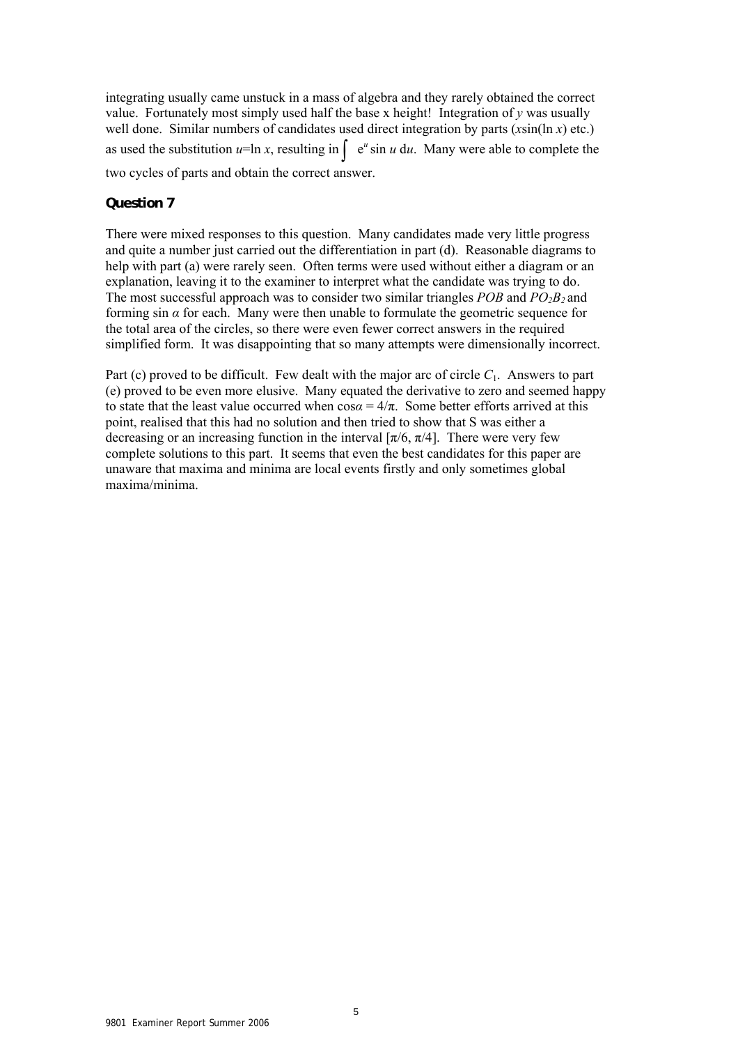integrating usually came unstuck in a mass of algebra and they rarely obtained the correct value. Fortunately most simply used half the base x height! Integration of $y$ was usually well done. Similar numbers of candidates used direct integration by parts ($x\sin(\ln x)$ etc.) as used the substitution $u=\ln x$, resulting in $\int e^u \sin u \, du$. Many were able to complete the two cycles of parts and obtain the correct answer.

### Question 7

There were mixed responses to this question. Many candidates made very little progress and quite a number just carried out the differentiation in part (d). Reasonable diagrams to help with part (a) were rarely seen. Often terms were used without either a diagram or an explanation, leaving it to the examiner to interpret what the candidate was trying to do. The most successful approach was to consider two similar triangles $POB$ and $PO_2B_2$ and forming $\sin \alpha$ for each. Many were then unable to formulate the geometric sequence for the total area of the circles, so there were even fewer correct answers in the required simplified form. It was disappointing that so many attempts were dimensionally incorrect.

Part (c) proved to be difficult. Few dealt with the major arc of circle $C_1$. Answers to part (e) proved to be even more elusive. Many equated the derivative to zero and seemed happy to state that the least value occurred when $\cos\alpha = 4/\pi$. Some better efforts arrived at this point, realised that this had no solution and then tried to show that S was either a decreasing or an increasing function in the interval $[\pi/6, \pi/4]$. There were very few complete solutions to this part. It seems that even the best candidates for this paper are unaware that maxima and minima are local events firstly and only sometimes global maxima/minima.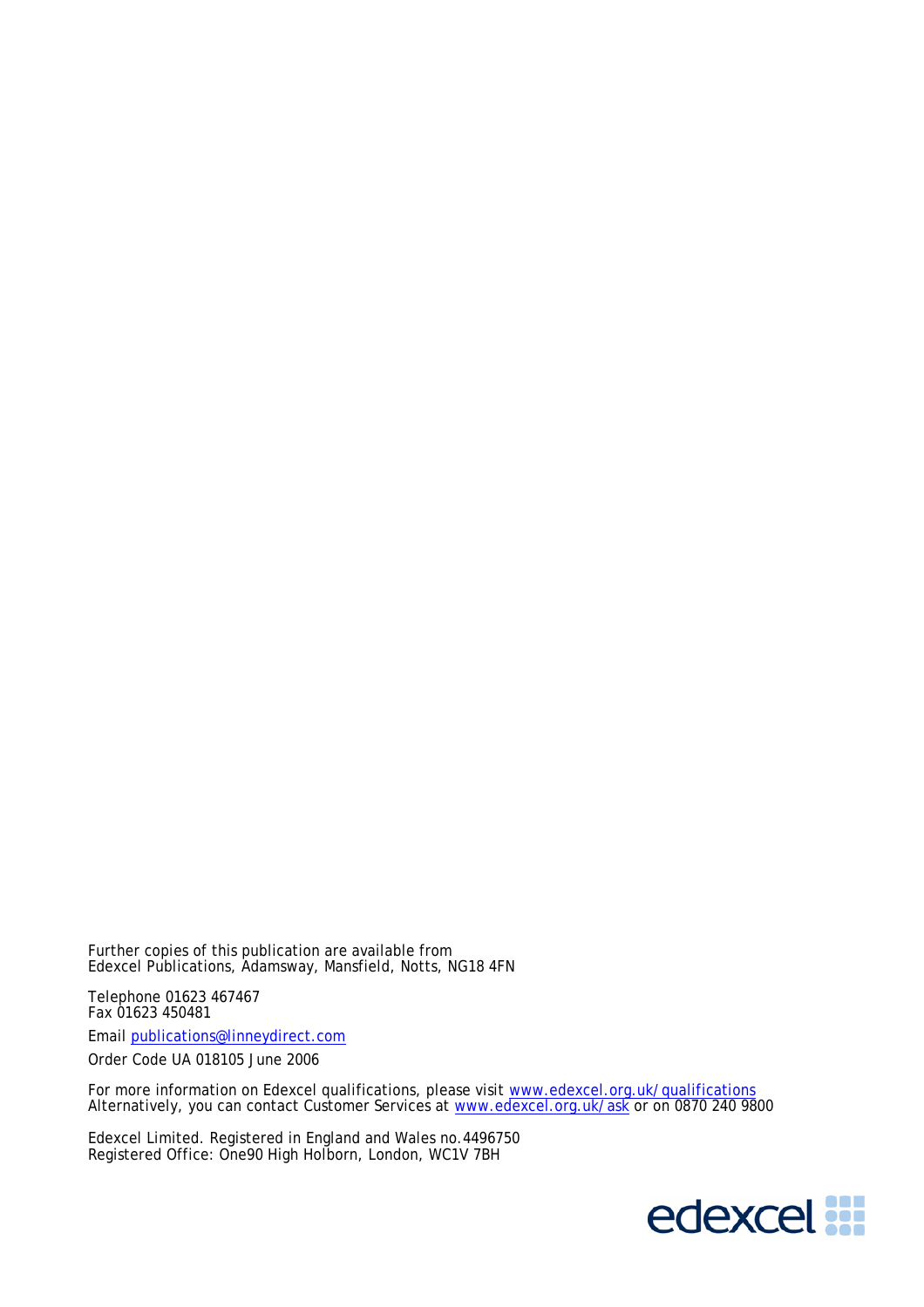Further copies of this publication are available from
Edexcel Publications, Adamsway, Mansfield, Notts, NG18 4FN

Telephone 01623 467467
Fax 01623 450481

Email publications@linneydirect.com

Order Code UA 018105 June 2006

For more information on Edexcel qualifications, please visit www.edexcel.org.uk/qualifications
Alternatively, you can contact Customer Services at www.edexcel.org.uk/ask or on 0870 240 9800

Edexcel Limited. Registered in England and Wales no.4496750
Registered Office: One90 High Holborn, London, WC1V 7BH

edexcel